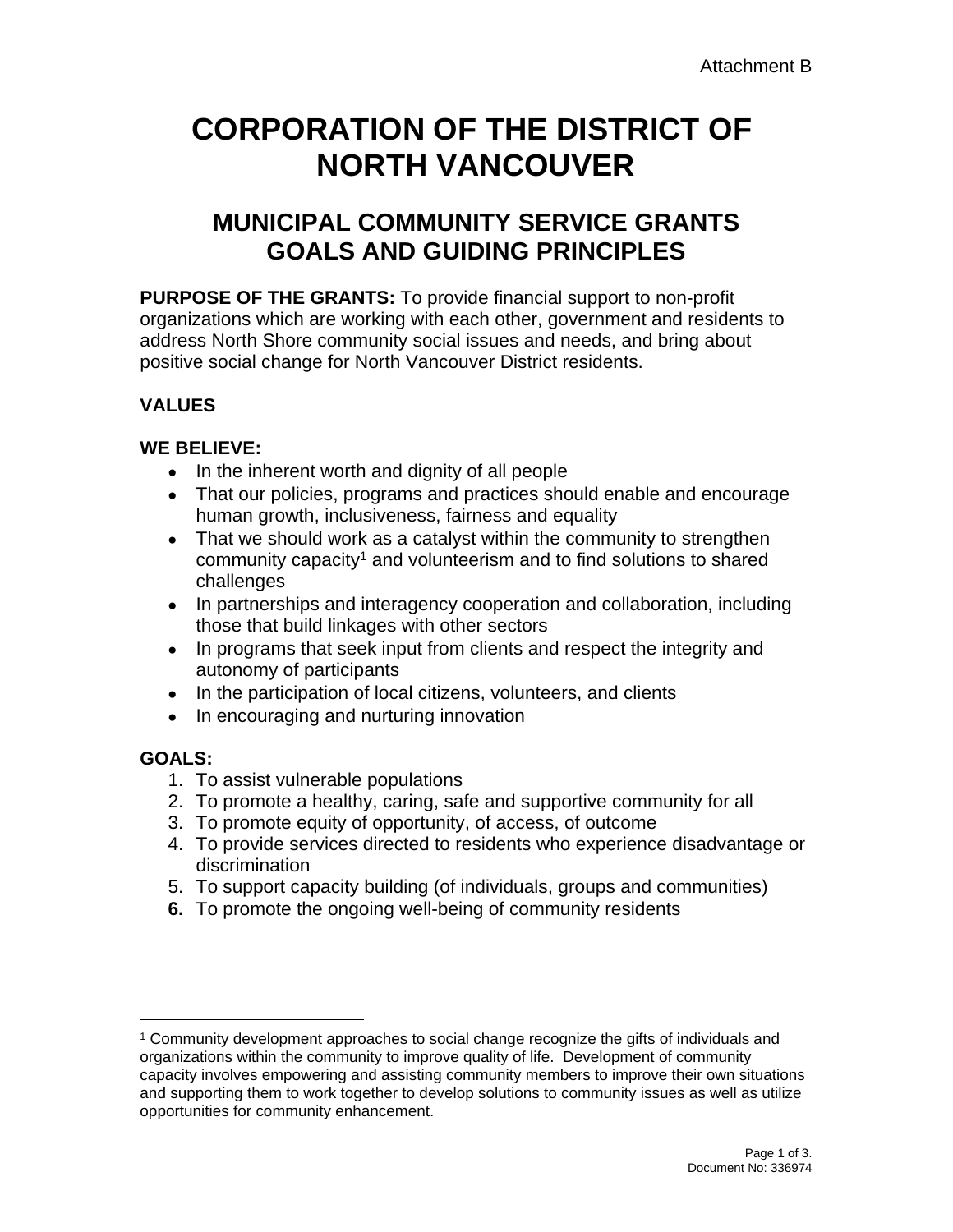Attachment B

# CORPORATION OF THE DISTRICT OF NORTH VANCOUVER

## MUNICIPAL COMMUNITY SERVICE GRANTS GOALS AND GUIDING PRINCIPLES

**PURPOSE OF THE GRANTS:** To provide financial support to non-profit organizations which are working with each other, government and residents to address North Shore community social issues and needs, and bring about positive social change for North Vancouver District residents.

### VALUES

**WE BELIEVE:**

- In the inherent worth and dignity of all people
- That our policies, programs and practices should enable and encourage human growth, inclusiveness, fairness and equality
- That we should work as a catalyst within the community to strengthen community capacity[1] and volunteerism and to find solutions to shared challenges
- In partnerships and interagency cooperation and collaboration, including those that build linkages with other sectors
- In programs that seek input from clients and respect the integrity and autonomy of participants
- In the participation of local citizens, volunteers, and clients
- In encouraging and nurturing innovation

**GOALS:**

1. To assist vulnerable populations
2. To promote a healthy, caring, safe and supportive community for all
3. To promote equity of opportunity, of access, of outcome
4. To provide services directed to residents who experience disadvantage or discrimination
5. To support capacity building (of individuals, groups and communities)
6. To promote the ongoing well-being of community residents

---

[1] Community development approaches to social change recognize the gifts of individuals and organizations within the community to improve quality of life. Development of community capacity involves empowering and assisting community members to improve their own situations and supporting them to work together to develop solutions to community issues as well as utilize opportunities for community enhancement.

Document No: 336974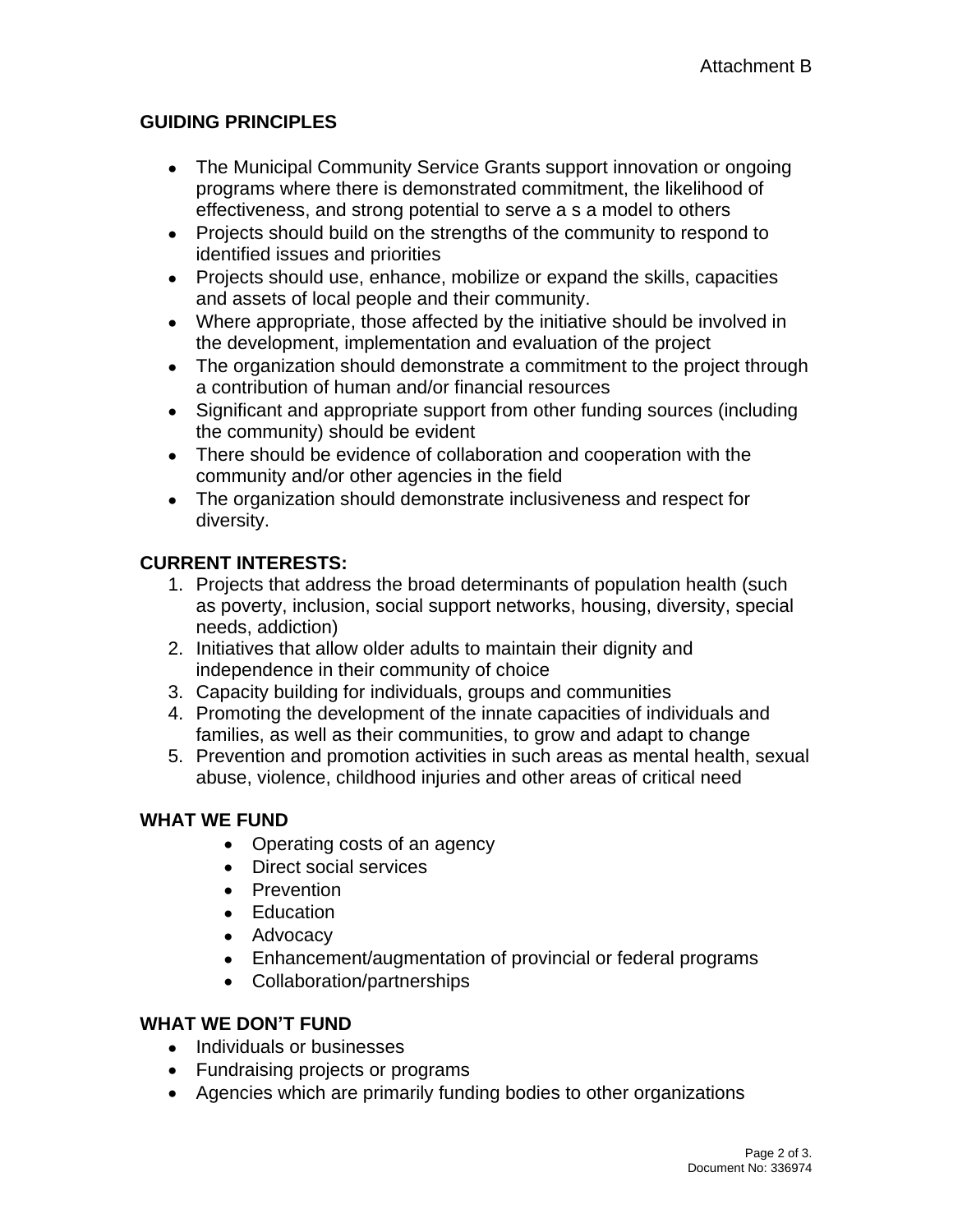Attachment B

## GUIDING PRINCIPLES

- The Municipal Community Service Grants support innovation or ongoing programs where there is demonstrated commitment, the likelihood of effectiveness, and strong potential to serve a s a model to others
- Projects should build on the strengths of the community to respond to identified issues and priorities
- Projects should use, enhance, mobilize or expand the skills, capacities and assets of local people and their community.
- Where appropriate, those affected by the initiative should be involved in the development, implementation and evaluation of the project
- The organization should demonstrate a commitment to the project through a contribution of human and/or financial resources
- Significant and appropriate support from other funding sources (including the community) should be evident
- There should be evidence of collaboration and cooperation with the community and/or other agencies in the field
- The organization should demonstrate inclusiveness and respect for diversity.

## CURRENT INTERESTS:

1. Projects that address the broad determinants of population health (such as poverty, inclusion, social support networks, housing, diversity, special needs, addiction)
2. Initiatives that allow older adults to maintain their dignity and independence in their community of choice
3. Capacity building for individuals, groups and communities
4. Promoting the development of the innate capacities of individuals and families, as well as their communities, to grow and adapt to change
5. Prevention and promotion activities in such areas as mental health, sexual abuse, violence, childhood injuries and other areas of critical need

## WHAT WE FUND

- Operating costs of an agency
- Direct social services
- Prevention
- Education
- Advocacy
- Enhancement/augmentation of provincial or federal programs
- Collaboration/partnerships

## WHAT WE DON'T FUND

- Individuals or businesses
- Fundraising projects or programs
- Agencies which are primarily funding bodies to other organizations

Document No: 336974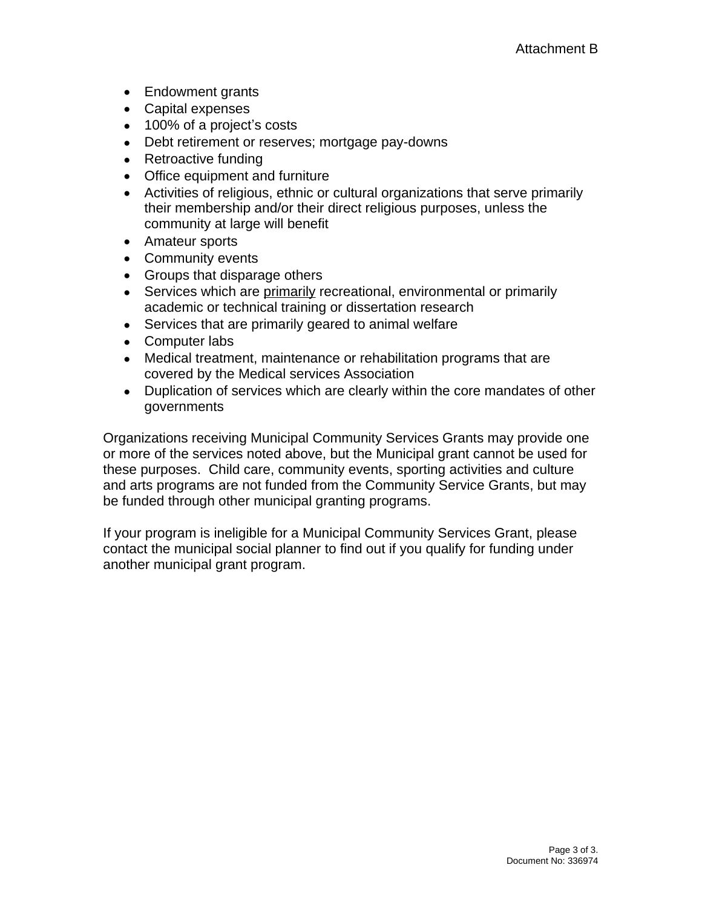- Endowment grants
- Capital expenses
- 100% of a project's costs
- Debt retirement or reserves; mortgage pay-downs
- Retroactive funding
- Office equipment and furniture
- Activities of religious, ethnic or cultural organizations that serve primarily their membership and/or their direct religious purposes, unless the community at large will benefit
- Amateur sports
- Community events
- Groups that disparage others
- Services which are <u>primarily</u> recreational, environmental or primarily academic or technical training or dissertation research
- Services that are primarily geared to animal welfare
- Computer labs
- Medical treatment, maintenance or rehabilitation programs that are covered by the Medical services Association
- Duplication of services which are clearly within the core mandates of other governments

Organizations receiving Municipal Community Services Grants may provide one or more of the services noted above, but the Municipal grant cannot be used for these purposes. Child care, community events, sporting activities and culture and arts programs are not funded from the Community Service Grants, but may be funded through other municipal granting programs.

If your program is ineligible for a Municipal Community Services Grant, please contact the municipal social planner to find out if you qualify for funding under another municipal grant program.